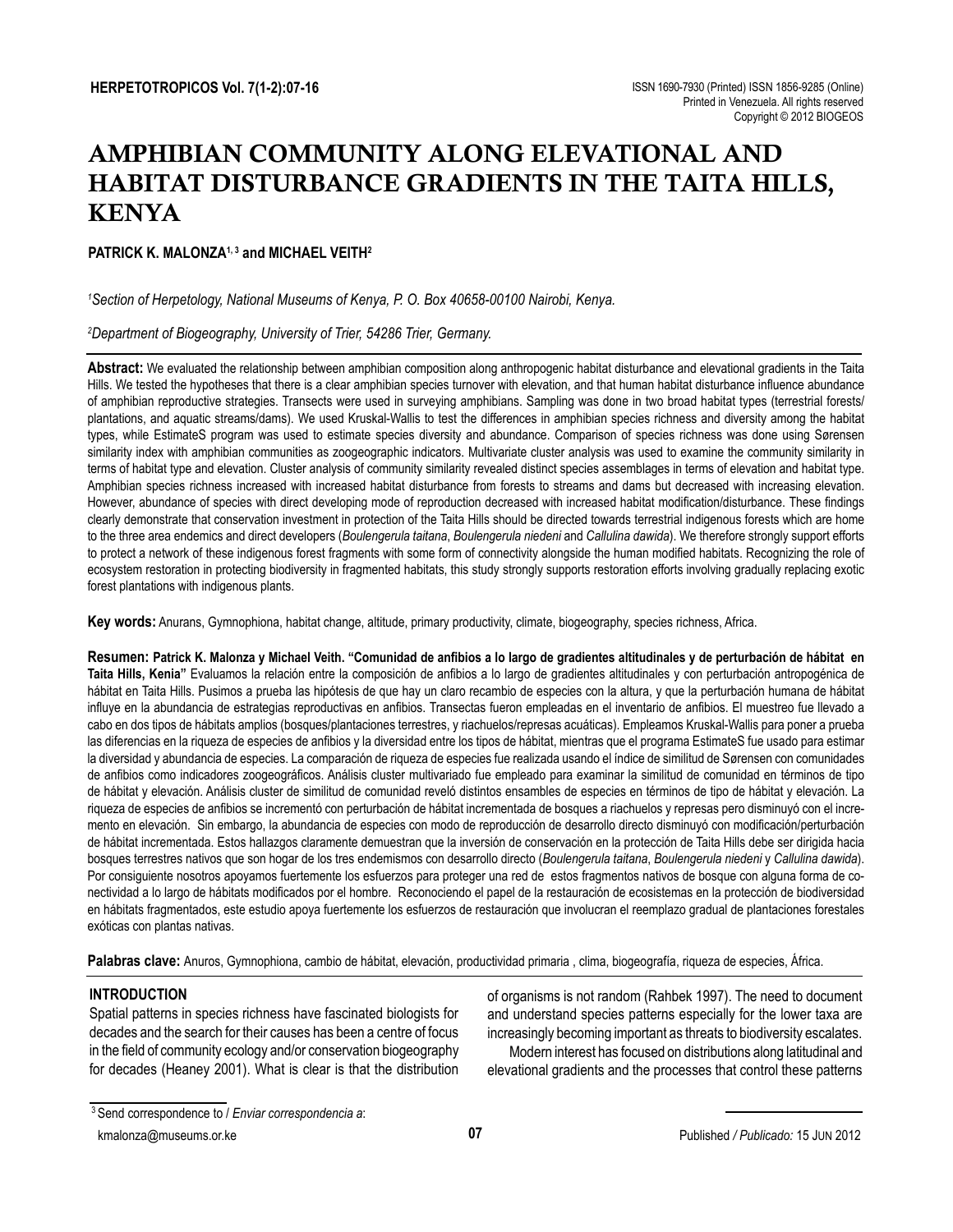# AMPHIBIAN COMMUNITY ALONG ELEVATIONAL AND HABITAT DISTURBANCE GRADIENTS IN THE TAITA HILLS, KENYA

**PATRICK K. MALONZA[1, 3] and MICHAEL VEITH[2]**

*[1]Section of Herpetology, National Museums of Kenya, P. O. Box 40658-00100 Nairobi, Kenya.*

*[2]Department of Biogeography, University of Trier, 54286 Trier, Germany.*

**Abstract:** We evaluated the relationship between amphibian composition along anthropogenic habitat disturbance and elevational gradients in the Taita Hills. We tested the hypotheses that there is a clear amphibian species turnover with elevation, and that human habitat disturbance influence abundance of amphibian reproductive strategies. Transects were used in surveying amphibians. Sampling was done in two broad habitat types (terrestrial forests/ plantations, and aquatic streams/dams). We used Kruskal-Wallis to test the differences in amphibian species richness and diversity among the habitat types, while EstimateS program was used to estimate species diversity and abundance. Comparison of species richness was done using Sørensen similarity index with amphibian communities as zoogeographic indicators. Multivariate cluster analysis was used to examine the community similarity in terms of habitat type and elevation. Cluster analysis of community similarity revealed distinct species assemblages in terms of elevation and habitat type. Amphibian species richness increased with increased habitat disturbance from forests to streams and dams but decreased with increasing elevation. However, abundance of species with direct developing mode of reproduction decreased with increased habitat modification/disturbance. These findings clearly demonstrate that conservation investment in protection of the Taita Hills should be directed towards terrestrial indigenous forests which are home to the three area endemics and direct developers (*Boulengerula taitana*, *Boulengerula niedeni* and *Callulina dawida*). We therefore strongly support efforts to protect a network of these indigenous forest fragments with some form of connectivity alongside the human modified habitats. Recognizing the role of ecosystem restoration in protecting biodiversity in fragmented habitats, this study strongly supports restoration efforts involving gradually replacing exotic forest plantations with indigenous plants.

**Key words:** Anurans, Gymnophiona, habitat change, altitude, primary productivity, climate, biogeography, species richness, Africa.

**Resumen: Patrick K. Malonza y Michael Veith. "Comunidad de anfibios a lo largo de gradientes altitudinales y de perturbación de hábitat en Taita Hills, Kenia"** Evaluamos la relación entre la composición de anfibios a lo largo de gradientes altitudinales y con perturbación antropogénica de hábitat en Taita Hills. Pusimos a prueba las hipótesis de que hay un claro recambio de especies con la altura, y que la perturbación humana de hábitat influye en la abundancia de estrategias reproductivas en anfibios. Transectas fueron empleadas en el inventario de anfibios. El muestreo fue llevado a cabo en dos tipos de hábitats amplios (bosques/plantaciones terrestres, y riachuelos/represas acuáticas). Empleamos Kruskal-Wallis para poner a prueba las diferencias en la riqueza de especies de anfibios y la diversidad entre los tipos de hábitat, mientras que el programa EstimateS fue usado para estimar la diversidad y abundancia de especies. La comparación de riqueza de especies fue realizada usando el índice de similitud de Sørensen con comunidades de anfibios como indicadores zoogeográficos. Análisis cluster multivariado fue empleado para examinar la similitud de comunidad en términos de tipo de hábitat y elevación. Análisis cluster de similitud de comunidad reveló distintos ensambles de especies en términos de tipo de hábitat y elevación. La riqueza de especies de anfibios se incrementó con perturbación de hábitat incrementada de bosques a riachuelos y represas pero disminuyó con el incremento en elevación. Sin embargo, la abundancia de especies con modo de reproducción de desarrollo directo disminuyó con modificación/perturbación de hábitat incrementada. Estos hallazgos claramente demuestran que la inversión de conservación en la protección de Taita Hills debe ser dirigida hacia bosques terrestres nativos que son hogar de los tres endemismos con desarrollo directo (*Boulengerula taitana*, *Boulengerula niedeni* y *Callulina dawida*). Por consiguiente nosotros apoyamos fuertemente los esfuerzos para proteger una red de estos fragmentos nativos de bosque con alguna forma de conectividad a lo largo de hábitats modificados por el hombre. Reconociendo el papel de la restauración de ecosistemas en la protección de biodiversidad en hábitats fragmentados, este estudio apoya fuertemente los esfuerzos de restauración que involucran el reemplazo gradual de plantaciones forestales exóticas con plantas nativas.

**Palabras clave:** Anuros, Gymnophiona, cambio de hábitat, elevación, productividad primaria , clima, biogeografía, riqueza de especies, África.

## INTRODUCTION

Spatial patterns in species richness have fascinated biologists for decades and the search for their causes has been a centre of focus in the field of community ecology and/or conservation biogeography for decades (Heaney 2001). What is clear is that the distribution of organisms is not random (Rahbek 1997). The need to document and understand species patterns especially for the lower taxa are increasingly becoming important as threats to biodiversity escalates.

Modern interest has focused on distributions along latitudinal and elevational gradients and the processes that control these patterns

[3] Send correspondence to / *Enviar correspondencia a*: kmalonza@museums.or.ke

Published / *Publicado:* 15 JUN 2012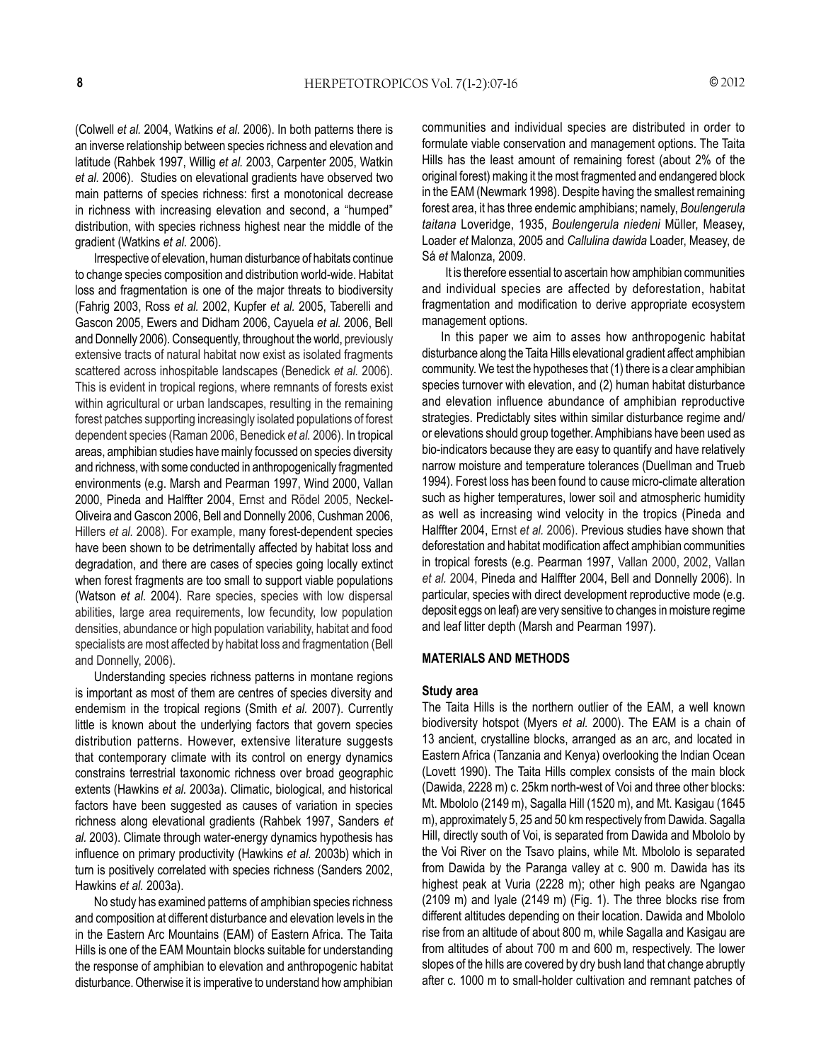(Colwell *et al.* 2004, Watkins *et al.* 2006). In both patterns there is an inverse relationship between species richness and elevation and latitude (Rahbek 1997, Willig *et al.* 2003, Carpenter 2005, Watkin *et al.* 2006). Studies on elevational gradients have observed two main patterns of species richness: first a monotonical decrease in richness with increasing elevation and second, a "humped" distribution, with species richness highest near the middle of the gradient (Watkins *et al.* 2006).

Irrespective of elevation, human disturbance of habitats continue to change species composition and distribution world-wide. Habitat loss and fragmentation is one of the major threats to biodiversity (Fahrig 2003, Ross *et al.* 2002, Kupfer *et al.* 2005, Taberelli and Gascon 2005, Ewers and Didham 2006, Cayuela *et al.* 2006, Bell and Donnelly 2006). Consequently, throughout the world, previously extensive tracts of natural habitat now exist as isolated fragments scattered across inhospitable landscapes (Benedick *et al.* 2006). This is evident in tropical regions, where remnants of forests exist within agricultural or urban landscapes, resulting in the remaining forest patches supporting increasingly isolated populations of forest dependent species (Raman 2006, Benedick *et al.* 2006). In tropical areas, amphibian studies have mainly focussed on species diversity and richness, with some conducted in anthropogenically fragmented environments (e.g. Marsh and Pearman 1997, Wind 2000, Vallan 2000, Pineda and Halffter 2004, Ernst and Rödel 2005, Neckel-Oliveira and Gascon 2006, Bell and Donnelly 2006, Cushman 2006, Hillers *et al.* 2008). For example, many forest-dependent species have been shown to be detrimentally affected by habitat loss and degradation, and there are cases of species going locally extinct when forest fragments are too small to support viable populations (Watson *et al.* 2004). Rare species, species with low dispersal abilities, large area requirements, low fecundity, low population densities, abundance or high population variability, habitat and food specialists are most affected by habitat loss and fragmentation (Bell and Donnelly, 2006).

Understanding species richness patterns in montane regions is important as most of them are centres of species diversity and endemism in the tropical regions (Smith *et al.* 2007). Currently little is known about the underlying factors that govern species distribution patterns. However, extensive literature suggests that contemporary climate with its control on energy dynamics constrains terrestrial taxonomic richness over broad geographic extents (Hawkins *et al.* 2003a). Climatic, biological, and historical factors have been suggested as causes of variation in species richness along elevational gradients (Rahbek 1997, Sanders *et al.* 2003). Climate through water-energy dynamics hypothesis has influence on primary productivity (Hawkins *et al.* 2003b) which in turn is positively correlated with species richness (Sanders 2002, Hawkins *et al.* 2003a).

No study has examined patterns of amphibian species richness and composition at different disturbance and elevation levels in the in the Eastern Arc Mountains (EAM) of Eastern Africa. The Taita Hills is one of the EAM Mountain blocks suitable for understanding the response of amphibian to elevation and anthropogenic habitat disturbance. Otherwise it is imperative to understand how amphibian communities and individual species are distributed in order to formulate viable conservation and management options. The Taita Hills has the least amount of remaining forest (about 2% of the original forest) making it the most fragmented and endangered block in the EAM (Newmark 1998). Despite having the smallest remaining forest area, it has three endemic amphibians; namely, *Boulengerula taitana* Loveridge, 1935, *Boulengerula niedeni* Müller, Measey, Loader *et* Malonza, 2005 and *Callulina dawida* Loader, Measey, de Sá *et* Malonza, 2009.

It is therefore essential to ascertain how amphibian communities and individual species are affected by deforestation, habitat fragmentation and modification to derive appropriate ecosystem management options.

In this paper we aim to asses how anthropogenic habitat disturbance along the Taita Hills elevational gradient affect amphibian community. We test the hypotheses that (1) there is a clear amphibian species turnover with elevation, and (2) human habitat disturbance and elevation influence abundance of amphibian reproductive strategies. Predictably sites within similar disturbance regime and/or elevations should group together. Amphibians have been used as bio-indicators because they are easy to quantify and have relatively narrow moisture and temperature tolerances (Duellman and Trueb 1994). Forest loss has been found to cause micro-climate alteration such as higher temperatures, lower soil and atmospheric humidity as well as increasing wind velocity in the tropics (Pineda and Halffter 2004, Ernst *et al.* 2006). Previous studies have shown that deforestation and habitat modification affect amphibian communities in tropical forests (e.g. Pearman 1997, Vallan 2000, 2002, Vallan *et al.* 2004, Pineda and Halffter 2004, Bell and Donnelly 2006). In particular, species with direct development reproductive mode (e.g. deposit eggs on leaf) are very sensitive to changes in moisture regime and leaf litter depth (Marsh and Pearman 1997).

## MATERIALS AND METHODS

### Study area

The Taita Hills is the northern outlier of the EAM, a well known biodiversity hotspot (Myers *et al.* 2000). The EAM is a chain of 13 ancient, crystalline blocks, arranged as an arc, and located in Eastern Africa (Tanzania and Kenya) overlooking the Indian Ocean (Lovett 1990). The Taita Hills complex consists of the main block (Dawida, 2228 m) c. 25km north-west of Voi and three other blocks: Mt. Mbololo (2149 m), Sagalla Hill (1520 m), and Mt. Kasigau (1645 m), approximately 5, 25 and 50 km respectively from Dawida. Sagalla Hill, directly south of Voi, is separated from Dawida and Mbololo by the Voi River on the Tsavo plains, while Mt. Mbololo is separated from Dawida by the Paranga valley at c. 900 m. Dawida has its highest peak at Vuria (2228 m); other high peaks are Ngangao (2109 m) and Iyale (2149 m) (Fig. 1). The three blocks rise from different altitudes depending on their location. Dawida and Mbololo rise from an altitude of about 800 m, while Sagalla and Kasigau are from altitudes of about 700 m and 600 m, respectively. The lower slopes of the hills are covered by dry bush land that change abruptly after c. 1000 m to small-holder cultivation and remnant patches of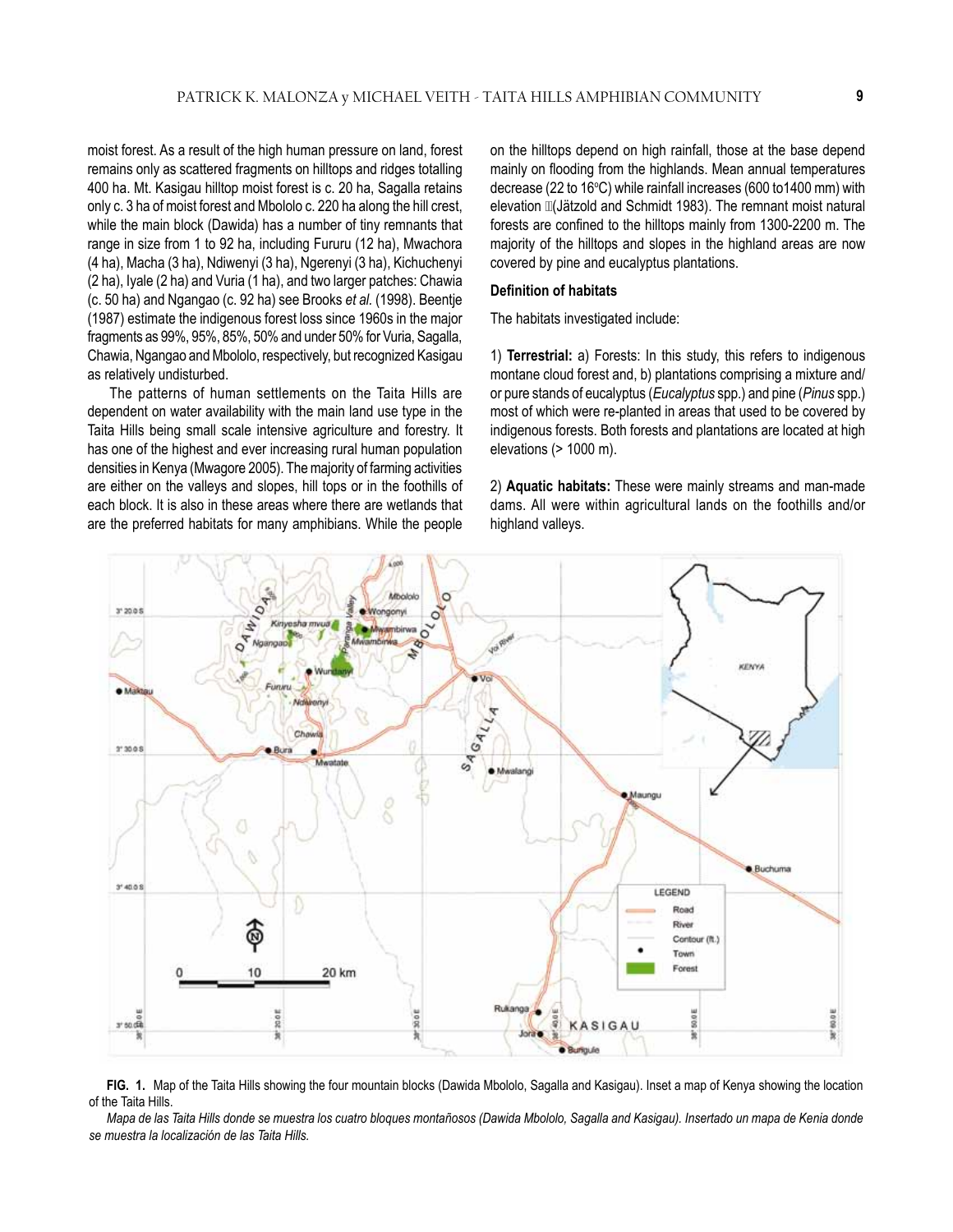moist forest. As a result of the high human pressure on land, forest remains only as scattered fragments on hilltops and ridges totalling 400 ha. Mt. Kasigau hilltop moist forest is c. 20 ha, Sagalla retains only c. 3 ha of moist forest and Mbololo c. 220 ha along the hill crest, while the main block (Dawida) has a number of tiny remnants that range in size from 1 to 92 ha, including Fururu (12 ha), Mwachora (4 ha), Macha (3 ha), Ndiwenyi (3 ha), Ngerenyi (3 ha), Kichuchenyi (2 ha), Iyale (2 ha) and Vuria (1 ha), and two larger patches: Chawia (c. 50 ha) and Ngangao (c. 92 ha) see Brooks *et al.* (1998). Beentje (1987) estimate the indigenous forest loss since 1960s in the major fragments as 99%, 95%, 85%, 50% and under 50% for Vuria, Sagalla, Chawia, Ngangao and Mbololo, respectively, but recognized Kasigau as relatively undisturbed.

The patterns of human settlements on the Taita Hills are dependent on water availability with the main land use type in the Taita Hills being small scale intensive agriculture and forestry. It has one of the highest and ever increasing rural human population densities in Kenya (Mwagore 2005). The majority of farming activities are either on the valleys and slopes, hill tops or in the foothills of each block. It is also in these areas where there are wetlands that are the preferred habitats for many amphibians. While the people on the hilltops depend on high rainfall, those at the base depend mainly on flooding from the highlands. Mean annual temperatures decrease (22 to 16°C) while rainfall increases (600 to1400 mm) with elevation (Jätzold and Schmidt 1983). The remnant moist natural forests are confined to the hilltops mainly from 1300-2200 m. The majority of the hilltops and slopes in the highland areas are now covered by pine and eucalyptus plantations.

**Definition of habitats**

The habitats investigated include:

1) **Terrestrial:** a) Forests: In this study, this refers to indigenous montane cloud forest and, b) plantations comprising a mixture and/or pure stands of eucalyptus (*Eucalyptus* spp.) and pine (*Pinus* spp.) most of which were re-planted in areas that used to be covered by indigenous forests. Both forests and plantations are located at high elevations (> 1000 m).

2) **Aquatic habitats:** These were mainly streams and man-made dams. All were within agricultural lands on the foothills and/or highland valleys.

**FIG. 1.** Map of the Taita Hills showing the four mountain blocks (Dawida Mbololo, Sagalla and Kasigau). Inset a map of Kenya showing the location of the Taita Hills.

*Mapa de las Taita Hills donde se muestra los cuatro bloques montañosos (Dawida Mbololo, Sagalla and Kasigau). Insertado un mapa de Kenia donde se muestra la localización de las Taita Hills.*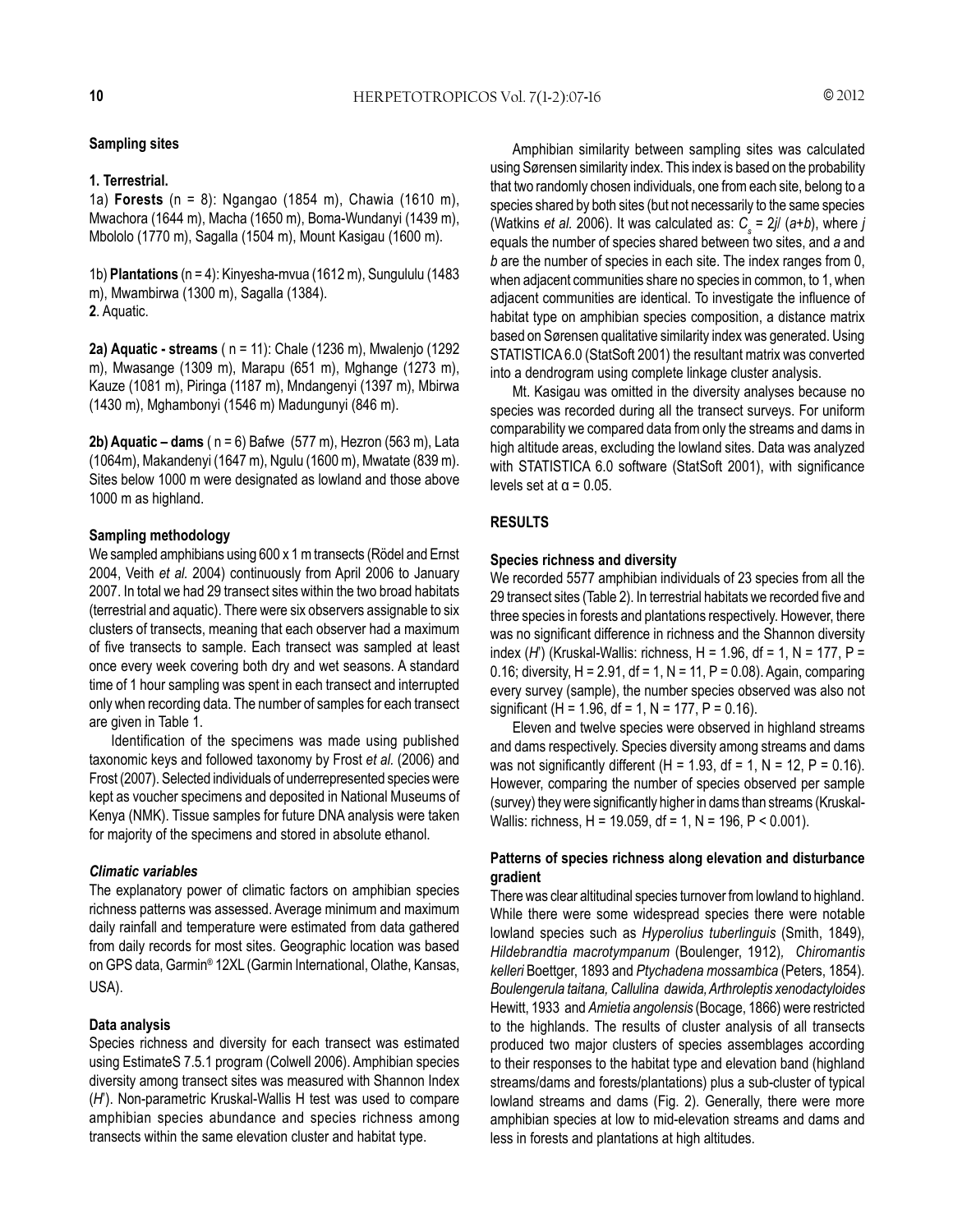**Sampling sites**

**1. Terrestrial.**

1a) **Forests** (n = 8): Ngangao (1854 m), Chawia (1610 m), Mwachora (1644 m), Macha (1650 m), Boma-Wundanyi (1439 m), Mbololo (1770 m), Sagalla (1504 m), Mount Kasigau (1600 m).

1b) **Plantations** (n = 4): Kinyesha-mvua (1612 m), Sungululu (1483 m), Mwambirwa (1300 m), Sagalla (1384).

**2**. Aquatic.

**2a) Aquatic - streams** ( n = 11): Chale (1236 m), Mwalenjo (1292 m), Mwasange (1309 m), Marapu (651 m), Mghange (1273 m), Kauze (1081 m), Piringa (1187 m), Mndangenyi (1397 m), Mbirwa (1430 m), Mghambonyi (1546 m) Madungunyi (846 m).

**2b) Aquatic – dams** ( n = 6) Bafwe (577 m), Hezron (563 m), Lata (1064m), Makandenyi (1647 m), Ngulu (1600 m), Mwatate (839 m). Sites below 1000 m were designated as lowland and those above 1000 m as highland.

**Sampling methodology**

We sampled amphibians using 600 x 1 m transects (Rödel and Ernst 2004, Veith *et al.* 2004) continuously from April 2006 to January 2007. In total we had 29 transect sites within the two broad habitats (terrestrial and aquatic). There were six observers assignable to six clusters of transects, meaning that each observer had a maximum of five transects to sample. Each transect was sampled at least once every week covering both dry and wet seasons. A standard time of 1 hour sampling was spent in each transect and interrupted only when recording data. The number of samples for each transect are given in Table 1.

Identification of the specimens was made using published taxonomic keys and followed taxonomy by Frost *et al.* (2006) and Frost (2007). Selected individuals of underrepresented species were kept as voucher specimens and deposited in National Museums of Kenya (NMK). Tissue samples for future DNA analysis were taken for majority of the specimens and stored in absolute ethanol.

***Climatic variables***

The explanatory power of climatic factors on amphibian species richness patterns was assessed. Average minimum and maximum daily rainfall and temperature were estimated from data gathered from daily records for most sites. Geographic location was based on GPS data, Garmin® 12XL (Garmin International, Olathe, Kansas, USA).

**Data analysis**

Species richness and diversity for each transect was estimated using EstimateS 7.5.1 program (Colwell 2006). Amphibian species diversity among transect sites was measured with Shannon Index (*H*'). Non-parametric Kruskal-Wallis H test was used to compare amphibian species abundance and species richness among transects within the same elevation cluster and habitat type.

Amphibian similarity between sampling sites was calculated using Sørensen similarity index. This index is based on the probability that two randomly chosen individuals, one from each site, belong to a species shared by both sites (but not necessarily to the same species (Watkins *et al.* 2006). It was calculated as: $C_s = 2j/(a+b)$, where $j$ equals the number of species shared between two sites, and $a$ and $b$ are the number of species in each site. The index ranges from 0, when adjacent communities share no species in common, to 1, when adjacent communities are identical. To investigate the influence of habitat type on amphibian species composition, a distance matrix based on Sørensen qualitative similarity index was generated. Using STATISTICA 6.0 (StatSoft 2001) the resultant matrix was converted into a dendrogram using complete linkage cluster analysis.

Mt. Kasigau was omitted in the diversity analyses because no species was recorded during all the transect surveys. For uniform comparability we compared data from only the streams and dams in high altitude areas, excluding the lowland sites. Data was analyzed with STATISTICA 6.0 software (StatSoft 2001), with significance levels set at $\alpha = 0.05$.

## RESULTS

**Species richness and diversity**

We recorded 5577 amphibian individuals of 23 species from all the 29 transect sites (Table 2). In terrestrial habitats we recorded five and three species in forests and plantations respectively. However, there was no significant difference in richness and the Shannon diversity index (*H*') (Kruskal-Wallis: richness, $H = 1.96$, $df = 1$, $N = 177$, $P = 0.16$; diversity, $H = 2.91$, $df = 1$, $N = 11$, $P = 0.08$). Again, comparing every survey (sample), the number species observed was also not significant ($H = 1.96$, $df = 1$, $N = 177$, $P = 0.16$).

Eleven and twelve species were observed in highland streams and dams respectively. Species diversity among streams and dams was not significantly different ($H = 1.93$, $df = 1$, $N = 12$, $P = 0.16$). However, comparing the number of species observed per sample (survey) they were significantly higher in dams than streams (Kruskal-Wallis: richness, $H = 19.059$, $df = 1$, $N = 196$, $P < 0.001$).

**Patterns of species richness along elevation and disturbance gradient**

There was clear altitudinal species turnover from lowland to highland. While there were some widespread species there were notable lowland species such as *Hyperolius tuberlinguis* (Smith, 1849), *Hildebrandtia macrotympanum* (Boulenger, 1912), *Chiromantis kelleri* Boettger, 1893 and *Ptychadena mossambica* (Peters, 1854). *Boulengerula taitana, Callulina dawida, Arthroleptis xenodactyloides* Hewitt, 1933 and *Amietia angolensis* (Bocage, 1866) were restricted to the highlands. The results of cluster analysis of all transects produced two major clusters of species assemblages according to their responses to the habitat type and elevation band (highland streams/dams and forests/plantations) plus a sub-cluster of typical lowland streams and dams (Fig. 2). Generally, there were more amphibian species at low to mid-elevation streams and dams and less in forests and plantations at high altitudes.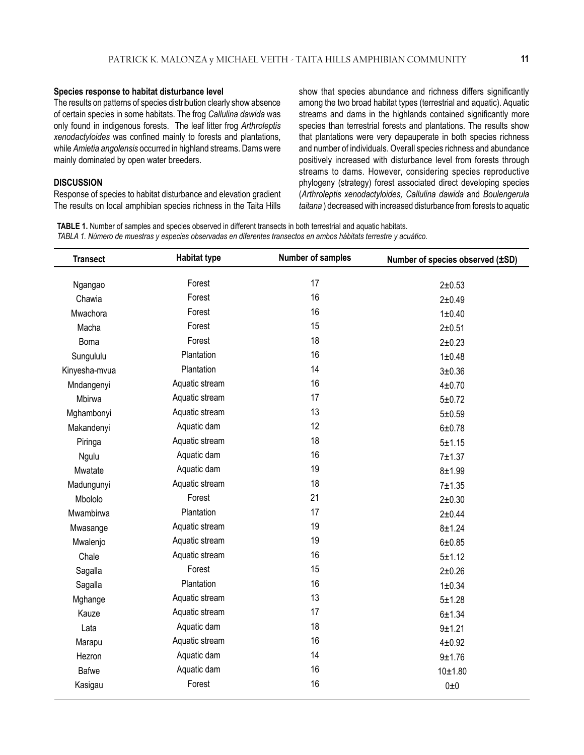**Species response to habitat disturbance level**

The results on patterns of species distribution clearly show absence of certain species in some habitats. The frog *Callulina dawida* was only found in indigenous forests. The leaf litter frog *Arthroleptis xenodactyloides* was confined mainly to forests and plantations, while *Amietia angolensis* occurred in highland streams. Dams were mainly dominated by open water breeders.

## DISCUSSION

Response of species to habitat disturbance and elevation gradient

The results on local amphibian species richness in the Taita Hills show that species abundance and richness differs significantly among the two broad habitat types (terrestrial and aquatic). Aquatic streams and dams in the highlands contained significantly more species than terrestrial forests and plantations. The results show that plantations were very depauperate in both species richness and number of individuals. Overall species richness and abundance positively increased with disturbance level from forests through streams to dams. However, considering species reproductive phylogeny (strategy) forest associated direct developing species (*Arthroleptis xenodactyloides, Callulina dawida* and *Boulengerula taitana*) decreased with increased disturbance from forests to aquatic

**TABLE 1.** Number of samples and species observed in different transects in both terrestrial and aquatic habitats.
*TABLA 1. Número de muestras y especies observadas en diferentes transectos en ambos hábitats terrestre y acuático.*

| Transect | Habitat type | Number of samples | Number of species observed (±SD) |
|---|---|---|---|
| Ngangao | Forest | 17 | 2±0.53 |
| Chawia | Forest | 16 | 2±0.49 |
| Mwachora | Forest | 16 | 1±0.40 |
| Macha | Forest | 15 | 2±0.51 |
| Boma | Forest | 18 | 2±0.23 |
| Sungululu | Plantation | 16 | 1±0.48 |
| Kinyesha-mvua | Plantation | 14 | 3±0.36 |
| Mndangenyi | Aquatic stream | 16 | 4±0.70 |
| Mbirwa | Aquatic stream | 17 | 5±0.72 |
| Mghambonyi | Aquatic stream | 13 | 5±0.59 |
| Makandenyi | Aquatic dam | 12 | 6±0.78 |
| Piringa | Aquatic stream | 18 | 5±1.15 |
| Ngulu | Aquatic dam | 16 | 7±1.37 |
| Mwatate | Aquatic dam | 19 | 8±1.99 |
| Madungunyi | Aquatic stream | 18 | 7±1.35 |
| Mbololo | Forest | 21 | 2±0.30 |
| Mwambirwa | Plantation | 17 | 2±0.44 |
| Mwasange | Aquatic stream | 19 | 8±1.24 |
| Mwalenjo | Aquatic stream | 19 | 6±0.85 |
| Chale | Aquatic stream | 16 | 5±1.12 |
| Sagalla | Forest | 15 | 2±0.26 |
| Sagalla | Plantation | 16 | 1±0.34 |
| Mghange | Aquatic stream | 13 | 5±1.28 |
| Kauze | Aquatic stream | 17 | 6±1.34 |
| Lata | Aquatic dam | 18 | 9±1.21 |
| Marapu | Aquatic stream | 16 | 4±0.92 |
| Hezron | Aquatic dam | 14 | 9±1.76 |
| Bafwe | Aquatic dam | 16 | 10±1.80 |
| Kasigau | Forest | 16 | 0±0 |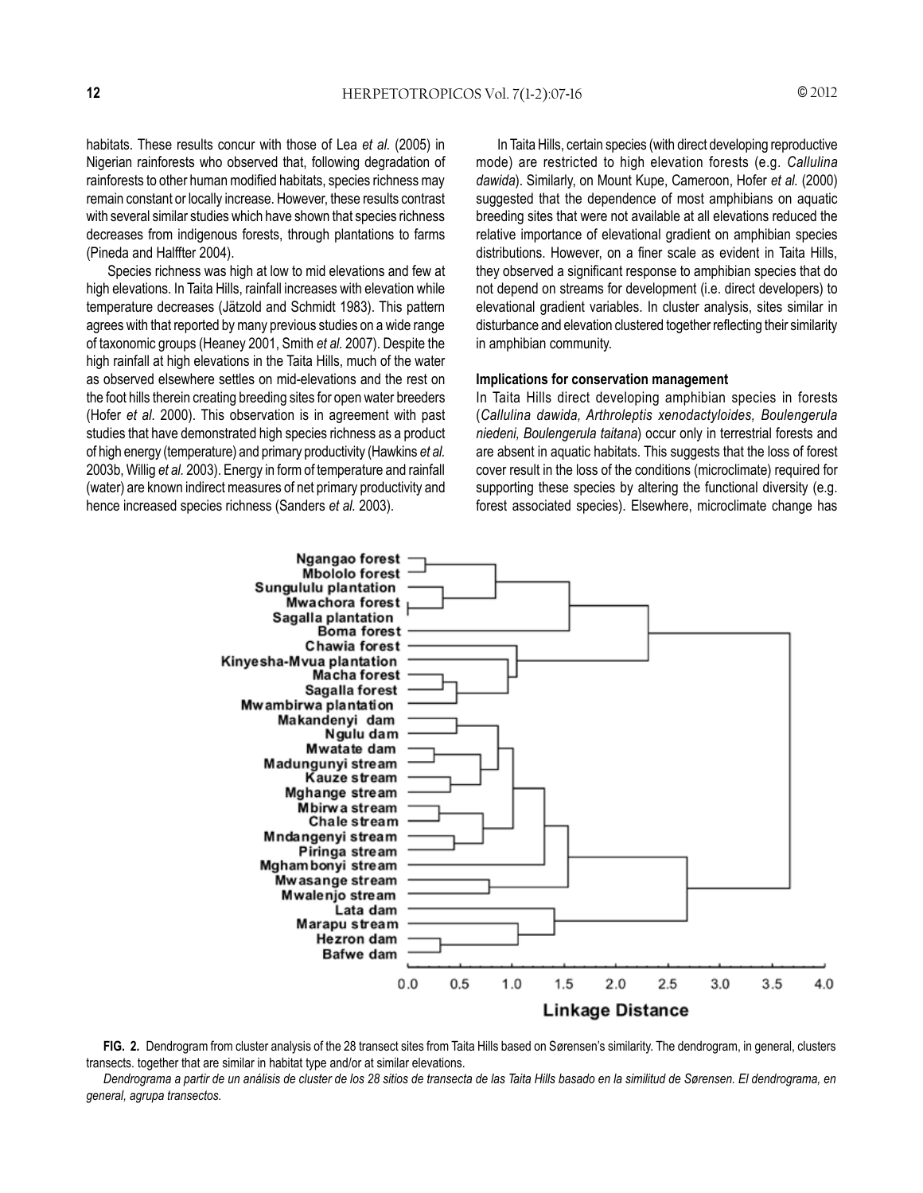habitats. These results concur with those of Lea *et al.* (2005) in Nigerian rainforests who observed that, following degradation of rainforests to other human modified habitats, species richness may remain constant or locally increase. However, these results contrast with several similar studies which have shown that species richness decreases from indigenous forests, through plantations to farms (Pineda and Halffter 2004).

Species richness was high at low to mid elevations and few at high elevations. In Taita Hills, rainfall increases with elevation while temperature decreases (Jätzold and Schmidt 1983). This pattern agrees with that reported by many previous studies on a wide range of taxonomic groups (Heaney 2001, Smith *et al.* 2007). Despite the high rainfall at high elevations in the Taita Hills, much of the water as observed elsewhere settles on mid-elevations and the rest on the foot hills therein creating breeding sites for open water breeders (Hofer *et al.* 2000). This observation is in agreement with past studies that have demonstrated high species richness as a product of high energy (temperature) and primary productivity (Hawkins *et al.* 2003b, Willig *et al.* 2003). Energy in form of temperature and rainfall (water) are known indirect measures of net primary productivity and hence increased species richness (Sanders *et al.* 2003).

In Taita Hills, certain species (with direct developing reproductive mode) are restricted to high elevation forests (e.g. *Callulina dawida*). Similarly, on Mount Kupe, Cameroon, Hofer *et al.* (2000) suggested that the dependence of most amphibians on aquatic breeding sites that were not available at all elevations reduced the relative importance of elevational gradient on amphibian species distributions. However, on a finer scale as evident in Taita Hills, they observed a significant response to amphibian species that do not depend on streams for development (i.e. direct developers) to elevational gradient variables. In cluster analysis, sites similar in disturbance and elevation clustered together reflecting their similarity in amphibian community.

**Implications for conservation management**

In Taita Hills direct developing amphibian species in forests (*Callulina dawida, Arthroleptis xenodactyloides, Boulengerula niedeni, Boulengerula taitana*) occur only in terrestrial forests and are absent in aquatic habitats. This suggests that the loss of forest cover result in the loss of the conditions (microclimate) required for supporting these species by altering the functional diversity (e.g. forest associated species). Elsewhere, microclimate change has

**FIG. 2.** Dendrogram from cluster analysis of the 28 transect sites from Taita Hills based on Sørensen's similarity. The dendrogram, in general, clusters transects. together that are similar in habitat type and/or at similar elevations.

*Dendrograma a partir de un análisis de cluster de los 28 sitios de transecta de las Taita Hills basado en la similitud de Sørensen. El dendrograma, en general, agrupa transectos.*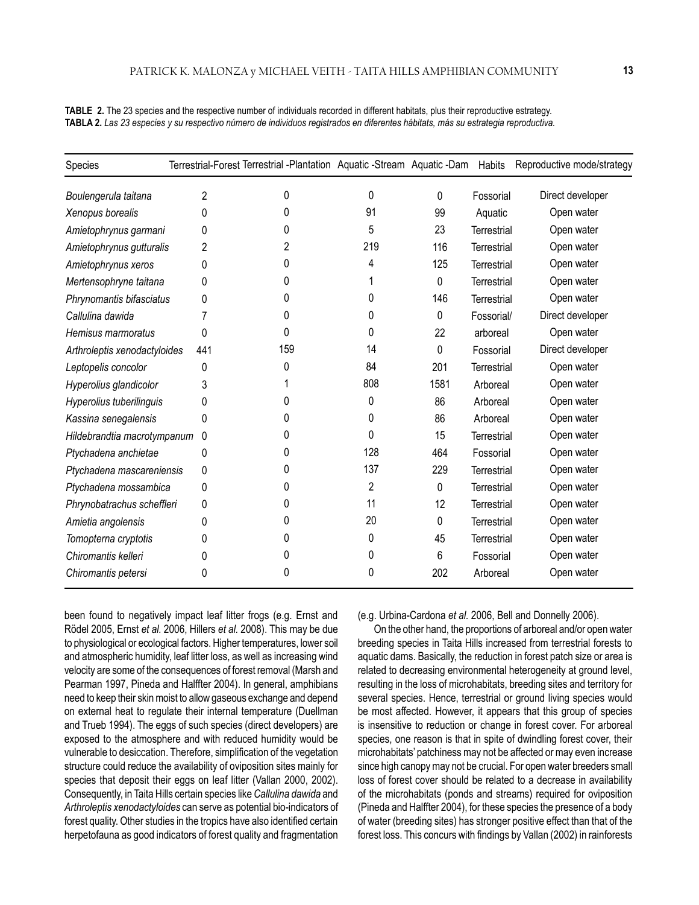**TABLE 2.** The 23 species and the respective number of individuals recorded in different habitats, plus their reproductive estrategy.
**TABLA 2.** *Las 23 especies y su respectivo número de individuos registrados en diferentes hábitats, más su estrategia reproductiva.*

| Species | Terrestrial-Forest | Terrestrial -Plantation | Aquatic -Stream | Aquatic -Dam | Habits | Reproductive mode/strategy |
|---|---|---|---|---|---|---|
| *Boulengerula taitana* | 2 | 0 | 0 | 0 | Fossorial | Direct developer |
| *Xenopus borealis* | 0 | 0 | 91 | 99 | Aquatic | Open water |
| *Amietophrynus garmani* | 0 | 0 | 5 | 23 | Terrestrial | Open water |
| *Amietophrynus gutturalis* | 2 | 2 | 219 | 116 | Terrestrial | Open water |
| *Amietophrynus xeros* | 0 | 0 | 4 | 125 | Terrestrial | Open water |
| *Mertensophryne taitana* | 0 | 0 | 1 | 0 | Terrestrial | Open water |
| *Phrynomantis bifasciatus* | 0 | 0 | 0 | 146 | Terrestrial | Open water |
| *Callulina dawida* | 7 | 0 | 0 | 0 | Fossorial/ | Direct developer |
| *Hemisus marmoratus* | 0 | 0 | 0 | 22 | arboreal | Open water |
| *Arthroleptis xenodactyloides* | 441 | 159 | 14 | 0 | Fossorial | Direct developer |
| *Leptopelis concolor* | 0 | 0 | 84 | 201 | Terrestrial | Open water |
| *Hyperolius glandicolor* | 3 | 1 | 808 | 1581 | Arboreal | Open water |
| *Hyperolius tuberilinguis* | 0 | 0 | 0 | 86 | Arboreal | Open water |
| *Kassina senegalensis* | 0 | 0 | 0 | 86 | Arboreal | Open water |
| *Hildebrandtia macrotympanum* | 0 | 0 | 0 | 15 | Terrestrial | Open water |
| *Ptychadena anchietae* | 0 | 0 | 128 | 464 | Fossorial | Open water |
| *Ptychadena mascareniensis* | 0 | 0 | 137 | 229 | Terrestrial | Open water |
| *Ptychadena mossambica* | 0 | 0 | 2 | 0 | Terrestrial | Open water |
| *Phrynobatrachus scheffleri* | 0 | 0 | 11 | 12 | Terrestrial | Open water |
| *Amietia angolensis* | 0 | 0 | 20 | 0 | Terrestrial | Open water |
| *Tomopterna cryptotis* | 0 | 0 | 0 | 45 | Terrestrial | Open water |
| *Chiromantis kelleri* | 0 | 0 | 0 | 6 | Fossorial | Open water |
| *Chiromantis petersi* | 0 | 0 | 0 | 202 | Arboreal | Open water |

been found to negatively impact leaf litter frogs (e.g. Ernst and Rödel 2005, Ernst *et al.* 2006, Hillers *et al.* 2008). This may be due to physiological or ecological factors. Higher temperatures, lower soil and atmospheric humidity, leaf litter loss, as well as increasing wind velocity are some of the consequences of forest removal (Marsh and Pearman 1997, Pineda and Halffter 2004). In general, amphibians need to keep their skin moist to allow gaseous exchange and depend on external heat to regulate their internal temperature (Duellman and Trueb 1994). The eggs of such species (direct developers) are exposed to the atmosphere and with reduced humidity would be vulnerable to desiccation. Therefore, simplification of the vegetation structure could reduce the availability of oviposition sites mainly for species that deposit their eggs on leaf litter (Vallan 2000, 2002). Consequently, in Taita Hills certain species like *Callulina dawida* and *Arthroleptis xenodactyloides* can serve as potential bio-indicators of forest quality. Other studies in the tropics have also identified certain herpetofauna as good indicators of forest quality and fragmentation (e.g. Urbina-Cardona *et al.* 2006, Bell and Donnelly 2006).

On the other hand, the proportions of arboreal and/or open water breeding species in Taita Hills increased from terrestrial forests to aquatic dams. Basically, the reduction in forest patch size or area is related to decreasing environmental heterogeneity at ground level, resulting in the loss of microhabitats, breeding sites and territory for several species. Hence, terrestrial or ground living species would be most affected. However, it appears that this group of species is insensitive to reduction or change in forest cover. For arboreal species, one reason is that in spite of dwindling forest cover, their microhabitats' patchiness may not be affected or may even increase since high canopy may not be crucial. For open water breeders small loss of forest cover should be related to a decrease in availability of the microhabitats (ponds and streams) required for oviposition (Pineda and Halffter 2004), for these species the presence of a body of water (breeding sites) has stronger positive effect than that of the forest loss. This concurs with findings by Vallan (2002) in rainforests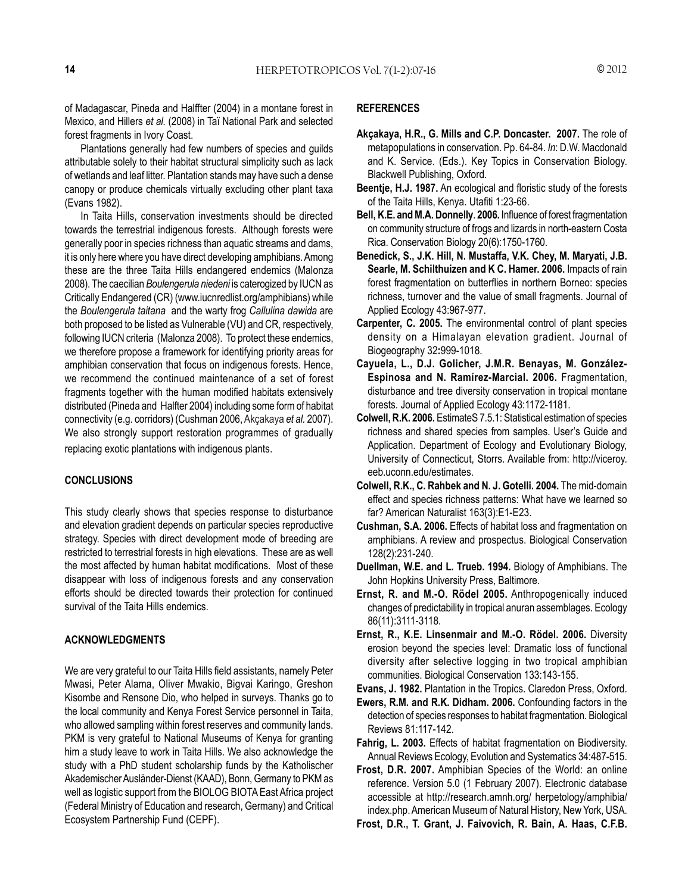of Madagascar, Pineda and Halffter (2004) in a montane forest in Mexico, and Hillers *et al.* (2008) in Taï National Park and selected forest fragments in Ivory Coast.

Plantations generally had few numbers of species and guilds attributable solely to their habitat structural simplicity such as lack of wetlands and leaf litter. Plantation stands may have such a dense canopy or produce chemicals virtually excluding other plant taxa (Evans 1982).

In Taita Hills, conservation investments should be directed towards the terrestrial indigenous forests. Although forests were generally poor in species richness than aquatic streams and dams, it is only here where you have direct developing amphibians. Among these are the three Taita Hills endangered endemics (Malonza 2008). The caecilian *Boulengerula niedeni* is caterogized by IUCN as Critically Endangered (CR) (www.iucnredlist.org/amphibians) while the *Boulengerula taitana* and the warty frog *Callulina dawida* are both proposed to be listed as Vulnerable (VU) and CR, respectively, following IUCN criteria (Malonza 2008). To protect these endemics, we therefore propose a framework for identifying priority areas for amphibian conservation that focus on indigenous forests. Hence, we recommend the continued maintenance of a set of forest fragments together with the human modified habitats extensively distributed (Pineda and Halffter 2004) including some form of habitat connectivity (e.g. corridors) (Cushman 2006, Akçakaya *et al.* 2007). We also strongly support restoration programmes of gradually replacing exotic plantations with indigenous plants.

## CONCLUSIONS

This study clearly shows that species response to disturbance and elevation gradient depends on particular species reproductive strategy. Species with direct development mode of breeding are restricted to terrestrial forests in high elevations. These are as well the most affected by human habitat modifications. Most of these disappear with loss of indigenous forests and any conservation efforts should be directed towards their protection for continued survival of the Taita Hills endemics.

## ACKNOWLEDGMENTS

We are very grateful to our Taita Hills field assistants, namely Peter Mwasi, Peter Alama, Oliver Mwakio, Bigvai Karingo, Greshon Kisombe and Rensone Dio, who helped in surveys. Thanks go to the local community and Kenya Forest Service personnel in Taita, who allowed sampling within forest reserves and community lands. PKM is very grateful to National Museums of Kenya for granting him a study leave to work in Taita Hills. We also acknowledge the study with a PhD student scholarship funds by the Katholischer Akademischer Ausländer-Dienst (KAAD), Bonn, Germany to PKM as well as logistic support from the BIOLOG BIOTA East Africa project (Federal Ministry of Education and research, Germany) and Critical Ecosystem Partnership Fund (CEPF).

## REFERENCES

**Akçakaya, H.R., G. Mills and C.P. Doncaster. 2007.** The role of metapopulations in conservation. Pp. 64-84. *In*: D.W. Macdonald and K. Service. (Eds.). Key Topics in Conservation Biology. Blackwell Publishing, Oxford.

**Beentje, H.J. 1987.** An ecological and floristic study of the forests of the Taita Hills, Kenya. Utafiti 1:23-66.

**Bell, K.E. and M.A. Donnelly. 2006.** Influence of forest fragmentation on community structure of frogs and lizards in north-eastern Costa Rica. Conservation Biology 20(6):1750-1760.

**Benedick, S., J.K. Hill, N. Mustaffa, V.K. Chey, M. Maryati, J.B. Searle, M. Schilthuizen and K C. Hamer. 2006.** Impacts of rain forest fragmentation on butterflies in northern Borneo: species richness, turnover and the value of small fragments. Journal of Applied Ecology 43:967-977.

**Carpenter, C. 2005.** The environmental control of plant species density on a Himalayan elevation gradient. Journal of Biogeography 32:999-1018.

**Cayuela, L., D.J. Golicher, J.M.R. Benayas, M. González-Espinosa and N. Ramírez-Marcial. 2006.** Fragmentation, disturbance and tree diversity conservation in tropical montane forests. Journal of Applied Ecology 43:1172-1181.

**Colwell, R.K. 2006.** EstimateS 7.5.1: Statistical estimation of species richness and shared species from samples. User's Guide and Application. Department of Ecology and Evolutionary Biology, University of Connecticut, Storrs. Available from: http://viceroy.eeb.uconn.edu/estimates.

**Colwell, R.K., C. Rahbek and N. J. Gotelli. 2004.** The mid-domain effect and species richness patterns: What have we learned so far? American Naturalist 163(3):E1-E23.

**Cushman, S.A. 2006.** Effects of habitat loss and fragmentation on amphibians. A review and prospectus. Biological Conservation 128(2):231-240.

**Duellman, W.E. and L. Trueb. 1994.** Biology of Amphibians. The John Hopkins University Press, Baltimore.

**Ernst, R. and M.-O. Rödel 2005.** Anthropogenically induced changes of predictability in tropical anuran assemblages. Ecology 86(11):3111-3118.

**Ernst, R., K.E. Linsenmair and M.-O. Rödel. 2006.** Diversity erosion beyond the species level: Dramatic loss of functional diversity after selective logging in two tropical amphibian communities. Biological Conservation 133:143-155.

**Evans, J. 1982.** Plantation in the Tropics. Claredon Press, Oxford.

**Ewers, R.M. and R.K. Didham. 2006.** Confounding factors in the detection of species responses to habitat fragmentation. Biological Reviews 81:117-142.

**Fahrig, L. 2003.** Effects of habitat fragmentation on Biodiversity. Annual Reviews Ecology, Evolution and Systematics 34:487-515.

**Frost, D.R. 2007.** Amphibian Species of the World: an online reference. Version 5.0 (1 February 2007). Electronic database accessible at http://research.amnh.org/ herpetology/amphibia/ index.php. American Museum of Natural History, New York, USA.

**Frost, D.R., T. Grant, J. Faivovich, R. Bain, A. Haas, C.F.B.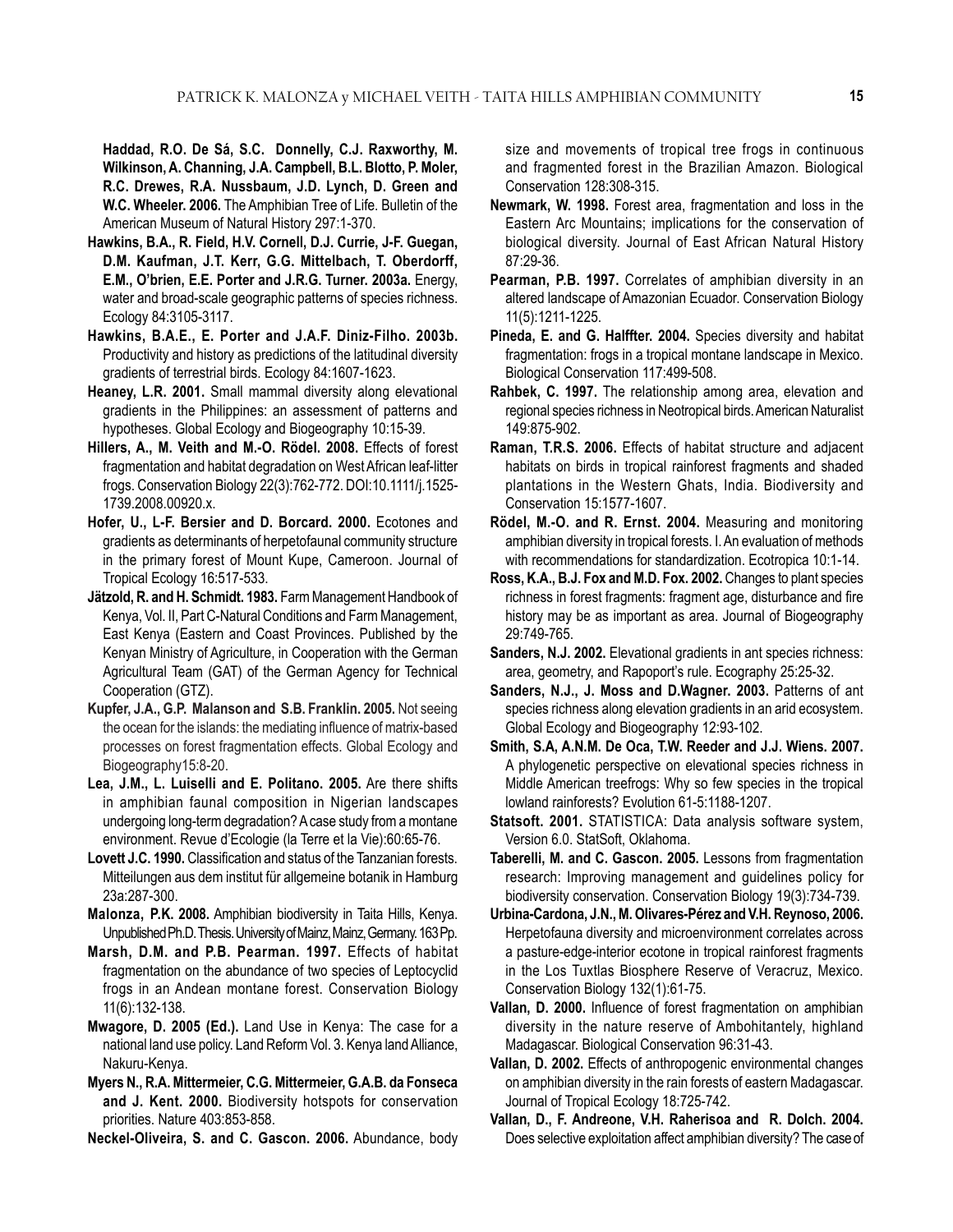**Haddad, R.O. De Sá, S.C. Donnelly, C.J. Raxworthy, M. Wilkinson, A. Channing, J.A. Campbell, B.L. Blotto, P. Moler, R.C. Drewes, R.A. Nussbaum, J.D. Lynch, D. Green and W.C. Wheeler. 2006.** The Amphibian Tree of Life. Bulletin of the American Museum of Natural History 297:1-370.

**Hawkins, B.A., R. Field, H.V. Cornell, D.J. Currie, J-F. Guegan, D.M. Kaufman, J.T. Kerr, G.G. Mittelbach, T. Oberdorff, E.M., O'brien, E.E. Porter and J.R.G. Turner. 2003a.** Energy, water and broad-scale geographic patterns of species richness. Ecology 84:3105-3117.

**Hawkins, B.A.E., E. Porter and J.A.F. Diniz-Filho. 2003b.** Productivity and history as predictions of the latitudinal diversity gradients of terrestrial birds. Ecology 84:1607-1623.

**Heaney, L.R. 2001.** Small mammal diversity along elevational gradients in the Philippines: an assessment of patterns and hypotheses. Global Ecology and Biogeography 10:15-39.

**Hillers, A., M. Veith and M.-O. Rödel. 2008.** Effects of forest fragmentation and habitat degradation on West African leaf-litter frogs. Conservation Biology 22(3):762-772. DOI:10.1111/j.1525-1739.2008.00920.x.

**Hofer, U., L-F. Bersier and D. Borcard. 2000.** Ecotones and gradients as determinants of herpetofaunal community structure in the primary forest of Mount Kupe, Cameroon. Journal of Tropical Ecology 16:517-533.

**Jätzold, R. and H. Schmidt. 1983.** Farm Management Handbook of Kenya, Vol. II, Part C-Natural Conditions and Farm Management, East Kenya (Eastern and Coast Provinces. Published by the Kenyan Ministry of Agriculture, in Cooperation with the German Agricultural Team (GAT) of the German Agency for Technical Cooperation (GTZ).

**Kupfer, J.A., G.P. Malanson and S.B. Franklin. 2005.** Not seeing the ocean for the islands: the mediating influence of matrix-based processes on forest fragmentation effects. Global Ecology and Biogeography15:8-20.

**Lea, J.M., L. Luiselli and E. Politano. 2005.** Are there shifts in amphibian faunal composition in Nigerian landscapes undergoing long-term degradation? A case study from a montane environment. Revue d'Ecologie (la Terre et la Vie):60:65-76.

**Lovett J.C. 1990.** Classification and status of the Tanzanian forests. Mitteilungen aus dem institut für allgemeine botanik in Hamburg 23a:287-300.

**Malonza, P.K. 2008.** Amphibian biodiversity in Taita Hills, Kenya. Unpublished Ph.D. Thesis. University of Mainz, Mainz, Germany. 163 Pp.

**Marsh, D.M. and P.B. Pearman. 1997.** Effects of habitat fragmentation on the abundance of two species of Leptocyclid frogs in an Andean montane forest. Conservation Biology 11(6):132-138.

**Mwagore, D. 2005 (Ed.).** Land Use in Kenya: The case for a national land use policy. Land Reform Vol. 3. Kenya land Alliance, Nakuru-Kenya.

**Myers N., R.A. Mittermeier, C.G. Mittermeier, G.A.B. da Fonseca and J. Kent. 2000.** Biodiversity hotspots for conservation priorities. Nature 403:853-858.

**Neckel-Oliveira, S. and C. Gascon. 2006.** Abundance, body size and movements of tropical tree frogs in continuous and fragmented forest in the Brazilian Amazon. Biological Conservation 128:308-315.

**Newmark, W. 1998.** Forest area, fragmentation and loss in the Eastern Arc Mountains; implications for the conservation of biological diversity. Journal of East African Natural History 87:29-36.

**Pearman, P.B. 1997.** Correlates of amphibian diversity in an altered landscape of Amazonian Ecuador. Conservation Biology 11(5):1211-1225.

**Pineda, E. and G. Halffter. 2004.** Species diversity and habitat fragmentation: frogs in a tropical montane landscape in Mexico. Biological Conservation 117:499-508.

**Rahbek, C. 1997.** The relationship among area, elevation and regional species richness in Neotropical birds. American Naturalist 149:875-902.

**Raman, T.R.S. 2006.** Effects of habitat structure and adjacent habitats on birds in tropical rainforest fragments and shaded plantations in the Western Ghats, India. Biodiversity and Conservation 15:1577-1607.

**Rödel, M.-O. and R. Ernst. 2004.** Measuring and monitoring amphibian diversity in tropical forests. I. An evaluation of methods with recommendations for standardization. Ecotropica 10:1-14.

**Ross, K.A., B.J. Fox and M.D. Fox. 2002.** Changes to plant species richness in forest fragments: fragment age, disturbance and fire history may be as important as area. Journal of Biogeography 29:749-765.

**Sanders, N.J. 2002.** Elevational gradients in ant species richness: area, geometry, and Rapoport's rule. Ecography 25:25-32.

**Sanders, N.J., J. Moss and D.Wagner. 2003.** Patterns of ant species richness along elevation gradients in an arid ecosystem. Global Ecology and Biogeography 12:93-102.

**Smith, S.A, A.N.M. De Oca, T.W. Reeder and J.J. Wiens. 2007.** A phylogenetic perspective on elevational species richness in Middle American treefrogs: Why so few species in the tropical lowland rainforests? Evolution 61-5:1188-1207.

**Statsoft. 2001.** STATISTICA: Data analysis software system, Version 6.0. StatSoft, Oklahoma.

**Taberelli, M. and C. Gascon. 2005.** Lessons from fragmentation research: Improving management and guidelines policy for biodiversity conservation. Conservation Biology 19(3):734-739.

**Urbina-Cardona, J.N., M. Olivares-Pérez and V.H. Reynoso, 2006.** Herpetofauna diversity and microenvironment correlates across a pasture-edge-interior ecotone in tropical rainforest fragments in the Los Tuxtlas Biosphere Reserve of Veracruz, Mexico. Conservation Biology 132(1):61-75.

**Vallan, D. 2000.** Influence of forest fragmentation on amphibian diversity in the nature reserve of Ambohitantely, highland Madagascar. Biological Conservation 96:31-43.

**Vallan, D. 2002.** Effects of anthropogenic environmental changes on amphibian diversity in the rain forests of eastern Madagascar. Journal of Tropical Ecology 18:725-742.

**Vallan, D., F. Andreone, V.H. Raherisoa and R. Dolch. 2004.** Does selective exploitation affect amphibian diversity? The case of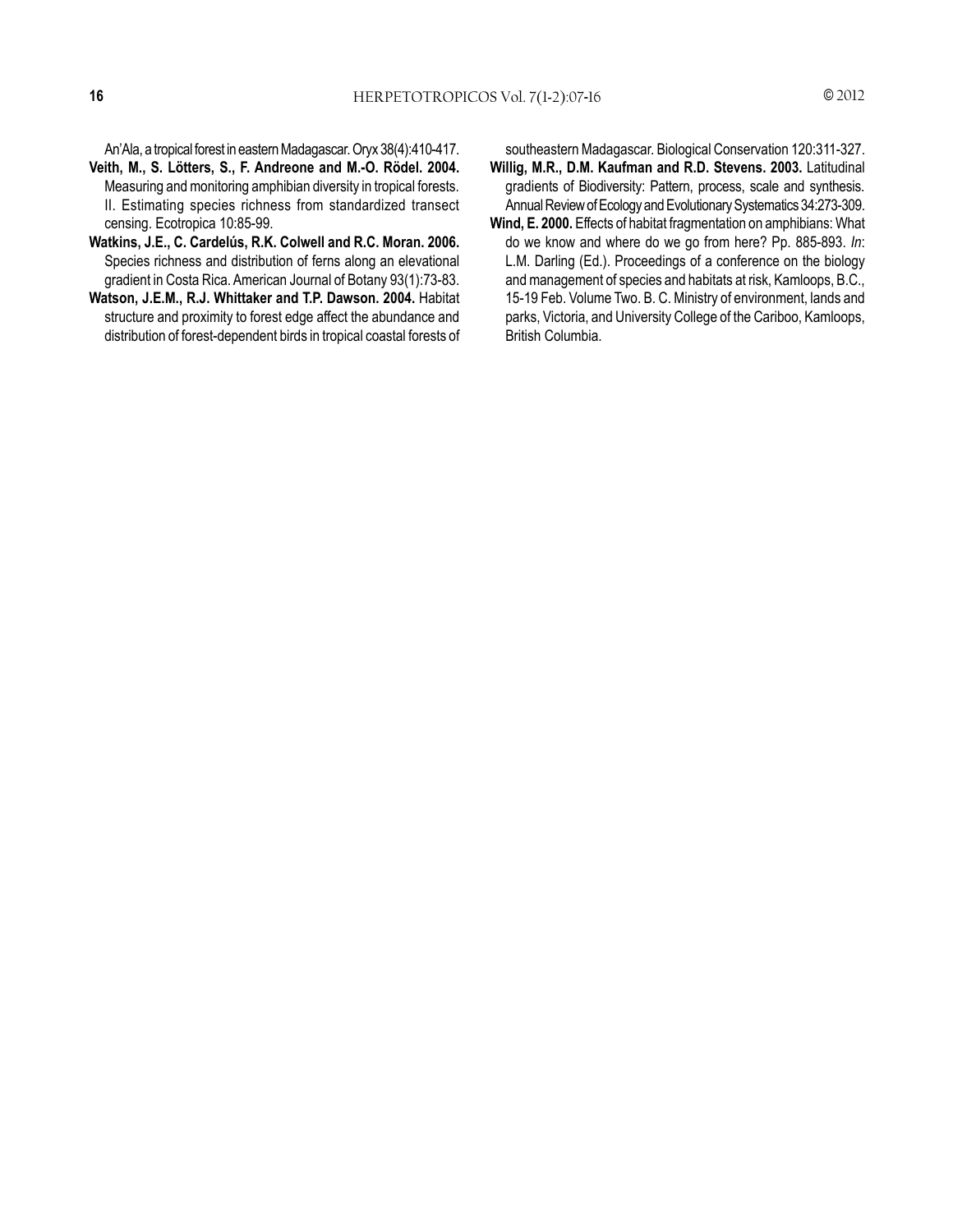An'Ala, a tropical forest in eastern Madagascar. Oryx 38(4):410-417.

**Veith, M., S. Lötters, S., F. Andreone and M.-O. Rödel. 2004.** Measuring and monitoring amphibian diversity in tropical forests. II. Estimating species richness from standardized transect censing. Ecotropica 10:85-99.

**Watkins, J.E., C. Cardelús, R.K. Colwell and R.C. Moran. 2006.** Species richness and distribution of ferns along an elevational gradient in Costa Rica. American Journal of Botany 93(1):73-83.

**Watson, J.E.M., R.J. Whittaker and T.P. Dawson. 2004.** Habitat structure and proximity to forest edge affect the abundance and distribution of forest-dependent birds in tropical coastal forests of southeastern Madagascar. Biological Conservation 120:311-327.

**Willig, M.R., D.M. Kaufman and R.D. Stevens. 2003.** Latitudinal gradients of Biodiversity: Pattern, process, scale and synthesis. Annual Review of Ecology and Evolutionary Systematics 34:273-309.

**Wind, E. 2000.** Effects of habitat fragmentation on amphibians: What do we know and where do we go from here? Pp. 885-893. *In*: L.M. Darling (Ed.). Proceedings of a conference on the biology and management of species and habitats at risk, Kamloops, B.C., 15-19 Feb. Volume Two. B. C. Ministry of environment, lands and parks, Victoria, and University College of the Cariboo, Kamloops, British Columbia.